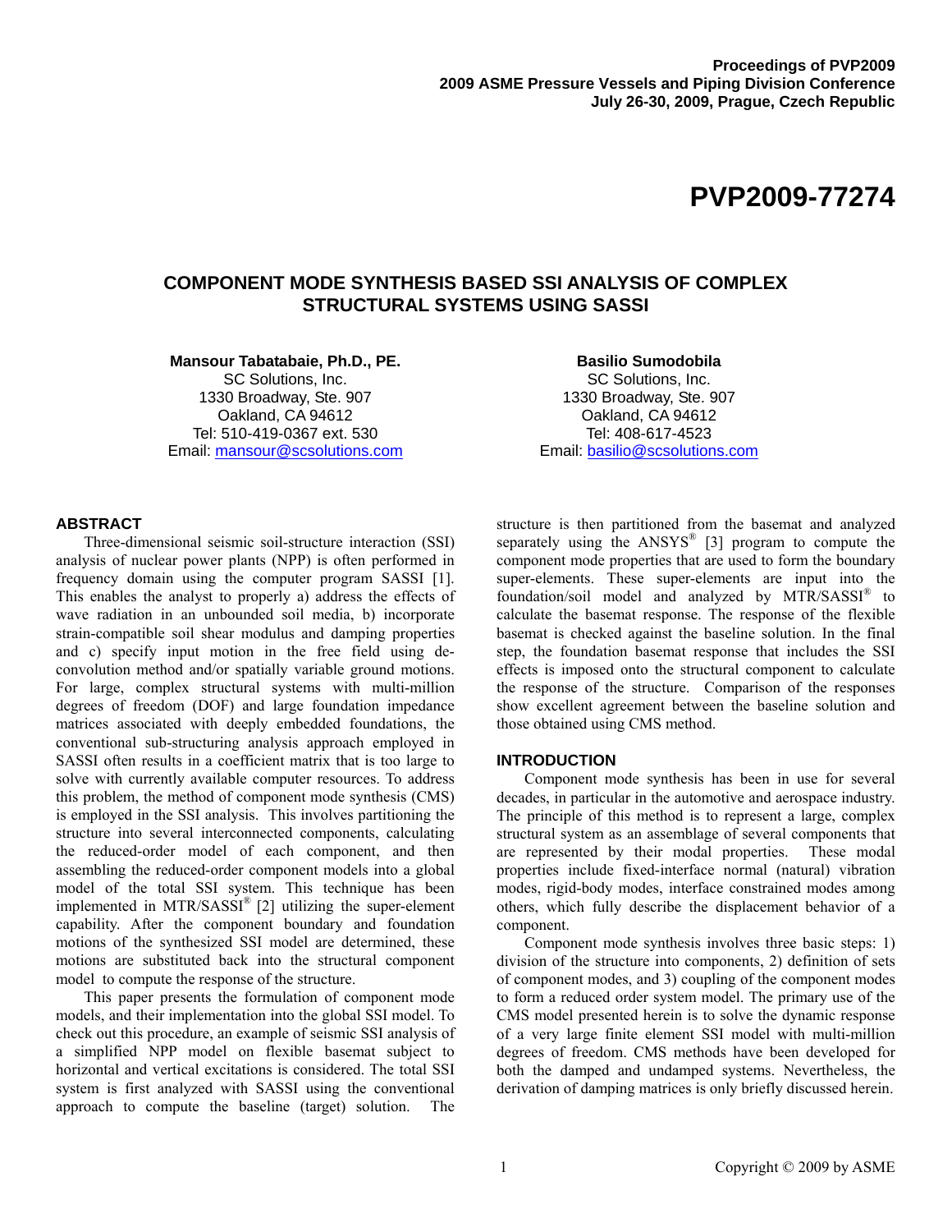Proceedings of PVP2009
2009 ASME Pressure Vessels and Piping Division Conference
July 26-30, 2009, Prague, Czech Republic

# PVP2009-77274

## COMPONENT MODE SYNTHESIS BASED SSI ANALYSIS OF COMPLEX STRUCTURAL SYSTEMS USING SASSI

**Mansour Tabatabaie, Ph.D., PE.**
SC Solutions, Inc.
1330 Broadway, Ste. 907
Oakland, CA 94612
Tel: 510-419-0367 ext. 530
Email: mansour@scsolutions.com

**Basilio Sumodobila**
SC Solutions, Inc.
1330 Broadway, Ste. 907
Oakland, CA 94612
Tel: 408-617-4523
Email: basilio@scsolutions.com

### ABSTRACT

Three-dimensional seismic soil-structure interaction (SSI) analysis of nuclear power plants (NPP) is often performed in frequency domain using the computer program SASSI [1]. This enables the analyst to properly a) address the effects of wave radiation in an unbounded soil media, b) incorporate strain-compatible soil shear modulus and damping properties and c) specify input motion in the free field using de-convolution method and/or spatially variable ground motions. For large, complex structural systems with multi-million degrees of freedom (DOF) and large foundation impedance matrices associated with deeply embedded foundations, the conventional sub-structuring analysis approach employed in SASSI often results in a coefficient matrix that is too large to solve with currently available computer resources. To address this problem, the method of component mode synthesis (CMS) is employed in the SSI analysis. This involves partitioning the structure into several interconnected components, calculating the reduced-order model of each component, and then assembling the reduced-order component models into a global model of the total SSI system. This technique has been implemented in MTR/SASSI® [2] utilizing the super-element capability. After the component boundary and foundation motions of the synthesized SSI model are determined, these motions are substituted back into the structural component model to compute the response of the structure.

This paper presents the formulation of component mode models, and their implementation into the global SSI model. To check out this procedure, an example of seismic SSI analysis of a simplified NPP model on flexible basemat subject to horizontal and vertical excitations is considered. The total SSI system is first analyzed with SASSI using the conventional approach to compute the baseline (target) solution. The structure is then partitioned from the basemat and analyzed separately using the ANSYS® [3] program to compute the component mode properties that are used to form the boundary super-elements. These super-elements are input into the foundation/soil model and analyzed by MTR/SASSI® to calculate the basemat response. The response of the flexible basemat is checked against the baseline solution. In the final step, the foundation basemat response that includes the SSI effects is imposed onto the structural component to calculate the response of the structure. Comparison of the responses show excellent agreement between the baseline solution and those obtained using CMS method.

### INTRODUCTION

Component mode synthesis has been in use for several decades, in particular in the automotive and aerospace industry. The principle of this method is to represent a large, complex structural system as an assemblage of several components that are represented by their modal properties. These modal properties include fixed-interface normal (natural) vibration modes, rigid-body modes, interface constrained modes among others, which fully describe the displacement behavior of a component.

Component mode synthesis involves three basic steps: 1) division of the structure into components, 2) definition of sets of component modes, and 3) coupling of the component modes to form a reduced order system model. The primary use of the CMS model presented herein is to solve the dynamic response of a very large finite element SSI model with multi-million degrees of freedom. CMS methods have been developed for both the damped and undamped systems. Nevertheless, the derivation of damping matrices is only briefly discussed herein.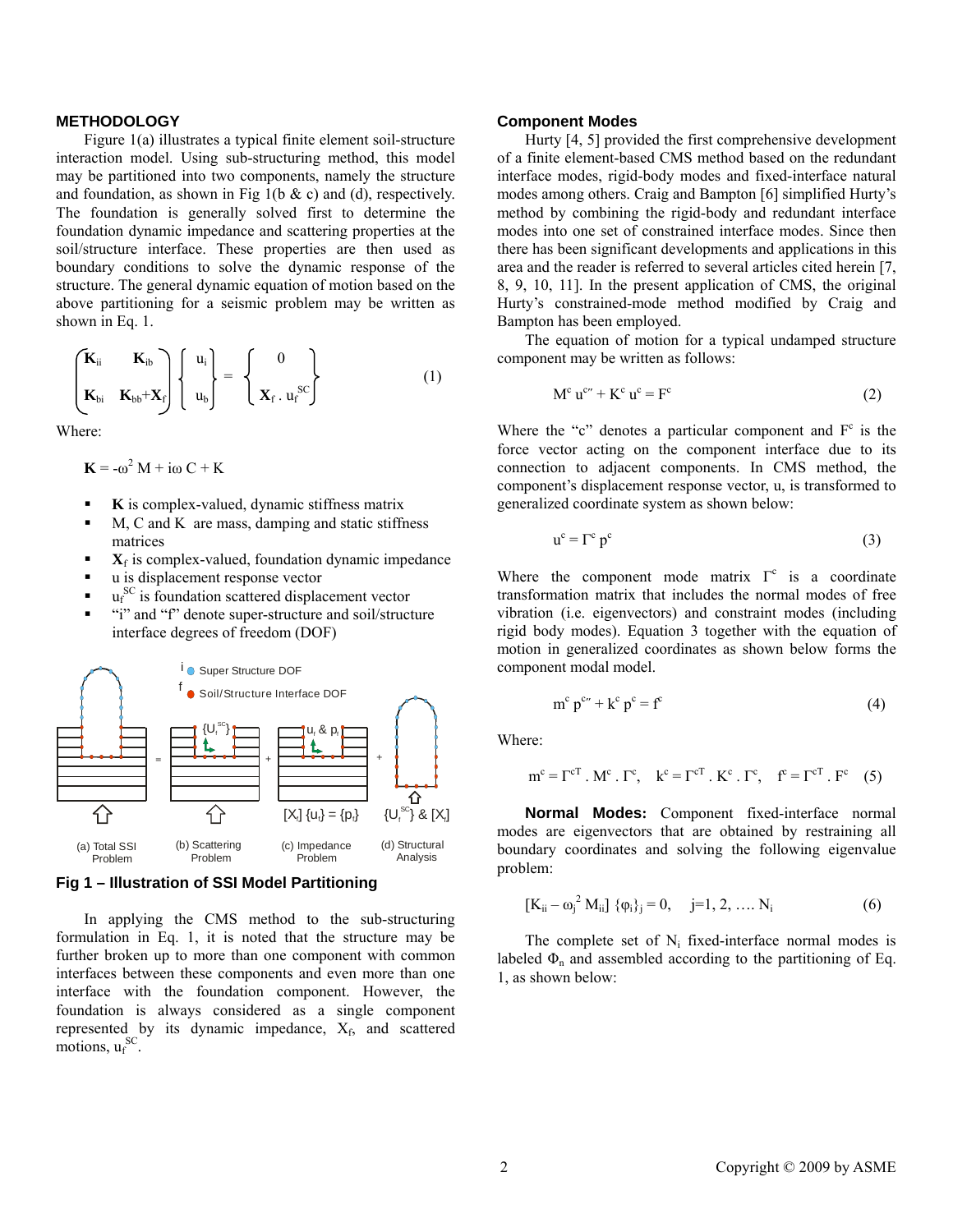## METHODOLOGY

Figure 1(a) illustrates a typical finite element soil-structure interaction model. Using sub-structuring method, this model may be partitioned into two components, namely the structure and foundation, as shown in Fig 1(b & c) and (d), respectively. The foundation is generally solved first to determine the foundation dynamic impedance and scattering properties at the soil/structure interface. These properties are then used as boundary conditions to solve the dynamic response of the structure. The general dynamic equation of motion based on the above partitioning for a seismic problem may be written as shown in Eq. 1.

$$\begin{bmatrix} \mathbf{K}_{ii} & \mathbf{K}_{ib} \\ \mathbf{K}_{bi} & \mathbf{K}_{bb}+\mathbf{X}_f \end{bmatrix} \begin{Bmatrix} u_i \\ u_b \end{Bmatrix} = \begin{Bmatrix} 0 \\ \mathbf{X}_f \, . \, u_f^{SC} \end{Bmatrix} \tag{1}$$

Where:

$$\mathbf{K} = -\omega^2 \, M + i\omega \, C + K$$

- $\mathbf{K}$ is complex-valued, dynamic stiffness matrix
- M, C and K are mass, damping and static stiffness matrices
- $\mathbf{X}_f$ is complex-valued, foundation dynamic impedance
- u is displacement response vector
- $u_f^{SC}$ is foundation scattered displacement vector
- "i" and "f" denote super-structure and soil/structure interface degrees of freedom (DOF)

i Super Structure DOF
f Soil/Structure Interface DOF

(a) Total SSI Problem = (b) Scattering Problem $\{U_i^{SC}\}$ + (c) Impedance Problem $u_i$ & $p_i$, $[X_i]\{u_i\} = \{p_i\}$ + (d) Structural Analysis $\{U_i^{SC}\}$ & $[X_i]$

**Fig 1 – Illustration of SSI Model Partitioning**

In applying the CMS method to the sub-structuring formulation in Eq. 1, it is noted that the structure may be further broken up to more than one component with common interfaces between these components and even more than one interface with the foundation component. However, the foundation is always considered as a single component represented by its dynamic impedance, $X_f$, and scattered motions, $u_f^{SC}$.

### Component Modes

Hurty [4, 5] provided the first comprehensive development of a finite element-based CMS method based on the redundant interface modes, rigid-body modes and fixed-interface natural modes among others. Craig and Bampton [6] simplified Hurty's method by combining the rigid-body and redundant interface modes into one set of constrained interface modes. Since then there has been significant developments and applications in this area and the reader is referred to several articles cited herein [7, 8, 9, 10, 11]. In the present application of CMS, the original Hurty's constrained-mode method modified by Craig and Bampton has been employed.

The equation of motion for a typical undamped structure component may be written as follows:

$$M^c \, u^{c''} + K^c \, u^c = F^c \tag{2}$$

Where the "c" denotes a particular component and $F^c$ is the force vector acting on the component interface due to its connection to adjacent components. In CMS method, the component's displacement response vector, u, is transformed to generalized coordinate system as shown below:

$$u^c = \Gamma^c \, p^c \tag{3}$$

Where the component mode matrix $\Gamma^c$ is a coordinate transformation matrix that includes the normal modes of free vibration (i.e. eigenvectors) and constraint modes (including rigid body modes). Equation 3 together with the equation of motion in generalized coordinates as shown below forms the component modal model.

$$m^c \, p^{c''} + k^c \, p^c = f^c \tag{4}$$

Where:

$$m^c = \Gamma^{cT} \, . \, M^c \, . \, \Gamma^c, \quad k^c = \Gamma^{cT} \, . \, K^c \, . \, \Gamma^c, \quad f^c = \Gamma^{cT} \, . \, F^c \tag{5}$$

**Normal Modes:** Component fixed-interface normal modes are eigenvectors that are obtained by restraining all boundary coordinates and solving the following eigenvalue problem:

$$[K_{ii} - \omega_j^2 \, M_{ii}] \, \{\varphi_i\}_j = 0, \quad j=1, 2, \ldots. N_i \tag{6}$$

The complete set of $N_i$ fixed-interface normal modes is labeled $\Phi_n$ and assembled according to the partitioning of Eq. 1, as shown below: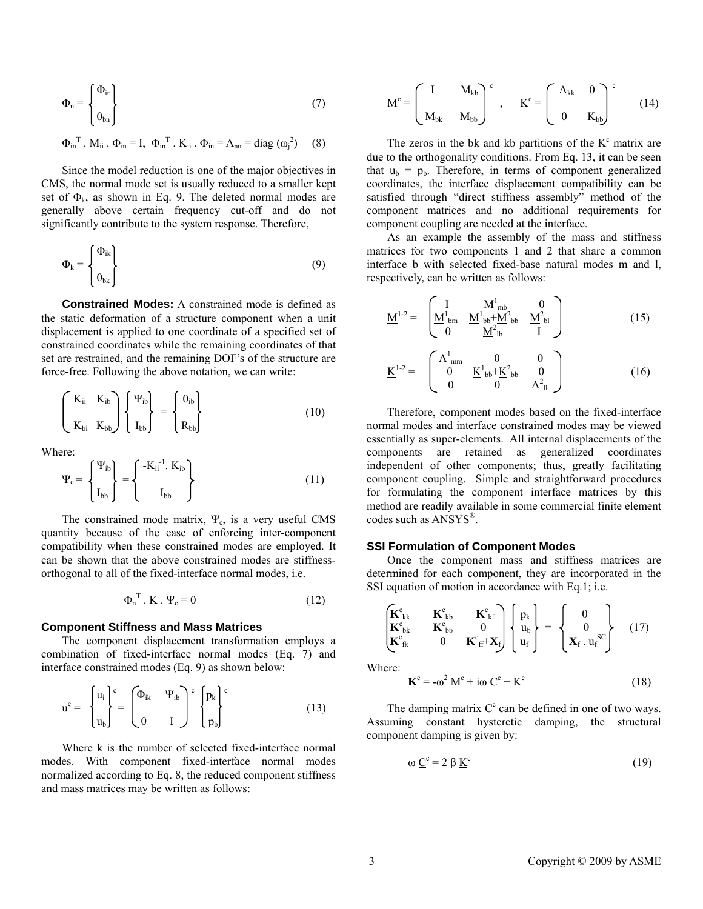$$\Phi_n = \begin{Bmatrix} \Phi_{in} \\ 0_{bn} \end{Bmatrix} \tag{7}$$

$$\Phi_{in}^T \cdot M_{ii} \cdot \Phi_{in} = I, \;\; \Phi_{in}^T \cdot K_{ii} \cdot \Phi_{in} = \Lambda_{nn} = \text{diag}\,(\omega_j^2) \tag{8}$$

Since the model reduction is one of the major objectives in CMS, the normal mode set is usually reduced to a smaller kept set of $\Phi_k$, as shown in Eq. 9. The deleted normal modes are generally above certain frequency cut-off and do not significantly contribute to the system response. Therefore,

$$\Phi_k = \begin{Bmatrix} \Phi_{ik} \\ 0_{bk} \end{Bmatrix} \tag{9}$$

**Constrained Modes:** A constrained mode is defined as the static deformation of a structure component when a unit displacement is applied to one coordinate of a specified set of constrained coordinates while the remaining coordinates of that set are restrained, and the remaining DOF's of the structure are force-free. Following the above notation, we can write:

$$\begin{pmatrix} K_{ii} & K_{ib} \\ K_{bi} & K_{bb} \end{pmatrix} \begin{Bmatrix} \Psi_{ib} \\ I_{bb} \end{Bmatrix} = \begin{Bmatrix} 0_{ib} \\ R_{bb} \end{Bmatrix} \tag{10}$$

Where:

$$\Psi_c = \begin{Bmatrix} \Psi_{ib} \\ I_{bb} \end{Bmatrix} = \begin{Bmatrix} -K_{ii}^{-1} \cdot K_{ib} \\ I_{bb} \end{Bmatrix} \tag{11}$$

The constrained mode matrix, $\Psi_c$, is a very useful CMS quantity because of the ease of enforcing inter-component compatibility when these constrained modes are employed. It can be shown that the above constrained modes are stiffness-orthogonal to all of the fixed-interface normal modes, i.e.

$$\Phi_n^T \cdot K \cdot \Psi_c = 0 \tag{12}$$

### Component Stiffness and Mass Matrices

The component displacement transformation employs a combination of fixed-interface normal modes (Eq. 7) and interface constrained modes (Eq. 9) as shown below:

$$u^c = \begin{Bmatrix} u_i \\ u_b \end{Bmatrix}^c = \begin{pmatrix} \Phi_{ik} & \Psi_{ib} \\ 0 & I \end{pmatrix}^c \begin{Bmatrix} p_k \\ p_b \end{Bmatrix}^c \tag{13}$$

Where k is the number of selected fixed-interface normal modes. With component fixed-interface normal modes normalized according to Eq. 8, the reduced component stiffness and mass matrices may be written as follows:

$$\underline{M}^c = \begin{pmatrix} I & \underline{M}_{kb} \\ \underline{M}_{bk} & \underline{M}_{bb} \end{pmatrix}^c , \quad \underline{K}^c = \begin{pmatrix} \Lambda_{kk} & 0 \\ 0 & \underline{K}_{bb} \end{pmatrix}^c \tag{14}$$

The zeros in the bk and kb partitions of the $K^c$ matrix are due to the orthogonality conditions. From Eq. 13, it can be seen that $u_b = p_b$. Therefore, in terms of component generalized coordinates, the interface displacement compatibility can be satisfied through "direct stiffness assembly" method of the component matrices and no additional requirements for component coupling are needed at the interface.

As an example the assembly of the mass and stiffness matrices for two components 1 and 2 that share a common interface b with selected fixed-base natural modes m and l, respectively, can be written as follows:

$$\underline{M}^{1\text{-}2} = \begin{pmatrix} I & \underline{M}^1_{mb} & 0 \\ \underline{M}^1_{bm} & \underline{M}^1_{bb}+\underline{M}^2_{bb} & \underline{M}^2_{bl} \\ 0 & \underline{M}^2_{lb} & I \end{pmatrix} \tag{15}$$

$$\underline{K}^{1\text{-}2} = \begin{pmatrix} \Lambda^1_{mm} & 0 & 0 \\ 0 & \underline{K}^1_{bb}+\underline{K}^2_{bb} & 0 \\ 0 & 0 & \Lambda^2_{ll} \end{pmatrix} \tag{16}$$

Therefore, component modes based on the fixed-interface normal modes and interface constrained modes may be viewed essentially as super-elements. All internal displacements of the components are retained as generalized coordinates independent of other components; thus, greatly facilitating component coupling. Simple and straightforward procedures for formulating the component interface matrices by this method are readily available in some commercial finite element codes such as ANSYS®.

### SSI Formulation of Component Modes

Once the component mass and stiffness matrices are determined for each component, they are incorporated in the SSI equation of motion in accordance with Eq.1; i.e.

$$\begin{pmatrix} \mathbf{K}^c_{kk} & \mathbf{K}^c_{kb} & \mathbf{K}^c_{kf} \\ \mathbf{K}^c_{bk} & \mathbf{K}^c_{bb} & 0 \\ \mathbf{K}^c_{fk} & 0 & \mathbf{K}^c_{ff}+\mathbf{X}_f \end{pmatrix} \begin{Bmatrix} p_k \\ u_b \\ u_f \end{Bmatrix} = \begin{Bmatrix} 0 \\ 0 \\ \mathbf{X}_f \cdot u_f^{SC} \end{Bmatrix} \tag{17}$$

Where:

$$\mathbf{K}^c = -\omega^2 \, \underline{M}^c + i\omega \, \underline{C}^c + \underline{K}^c \tag{18}$$

The damping matrix $\underline{C}^c$ can be defined in one of two ways. Assuming constant hysteretic damping, the structural component damping is given by:

$$\omega \, \underline{C}^c = 2 \, \beta \, \underline{K}^c \tag{19}$$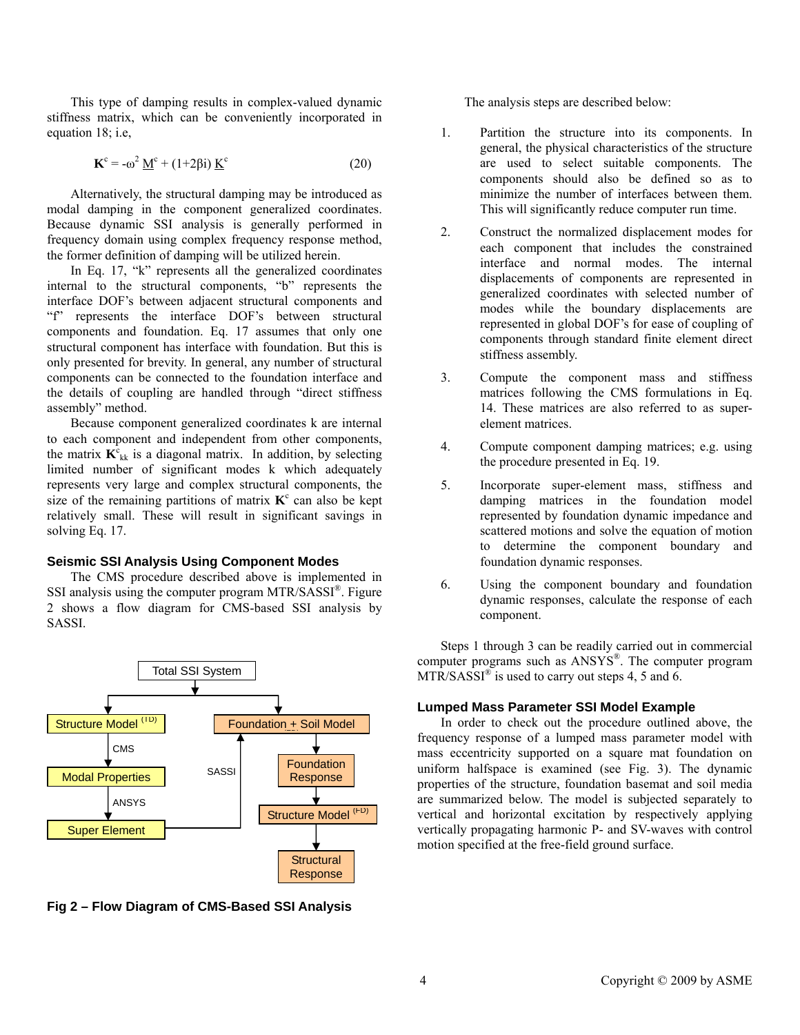This type of damping results in complex-valued dynamic stiffness matrix, which can be conveniently incorporated in equation 18; i.e,

$$\mathbf{K}^c = -\omega^2 \underline{M}^c + (1+2\beta i) \underline{K}^c \quad (20)$$

Alternatively, the structural damping may be introduced as modal damping in the component generalized coordinates. Because dynamic SSI analysis is generally performed in frequency domain using complex frequency response method, the former definition of damping will be utilized herein.

In Eq. 17, "k" represents all the generalized coordinates internal to the structural components, "b" represents the interface DOF's between adjacent structural components and "f" represents the interface DOF's between structural components and foundation. Eq. 17 assumes that only one structural component has interface with foundation. But this is only presented for brevity. In general, any number of structural components can be connected to the foundation interface and the details of coupling are handled through "direct stiffness assembly" method.

Because component generalized coordinates k are internal to each component and independent from other components, the matrix $\mathbf{K}^c_{kk}$ is a diagonal matrix. In addition, by selecting limited number of significant modes k which adequately represents very large and complex structural components, the size of the remaining partitions of matrix $\mathbf{K}^c$ can also be kept relatively small. These will result in significant savings in solving Eq. 17.

## Seismic SSI Analysis Using Component Modes

The CMS procedure described above is implemented in SSI analysis using the computer program MTR/SASSI®. Figure 2 shows a flow diagram for CMS-based SSI analysis by SASSI.

Total SSI System → Structure Model (TD) → CMS → Modal Properties → ANSYS → Super Element → SASSI → Foundation + Soil Model → Foundation Response → Structure Model (FD) → Structural Response

**Fig 2 – Flow Diagram of CMS-Based SSI Analysis**

The analysis steps are described below:

1. Partition the structure into its components. In general, the physical characteristics of the structure are used to select suitable components. The components should also be defined so as to minimize the number of interfaces between them. This will significantly reduce computer run time.
2. Construct the normalized displacement modes for each component that includes the constrained interface and normal modes. The internal displacements of components are represented in generalized coordinates with selected number of modes while the boundary displacements are represented in global DOF's for ease of coupling of components through standard finite element direct stiffness assembly.
3. Compute the component mass and stiffness matrices following the CMS formulations in Eq. 14. These matrices are also referred to as super-element matrices.
4. Compute component damping matrices; e.g. using the procedure presented in Eq. 19.
5. Incorporate super-element mass, stiffness and damping matrices in the foundation model represented by foundation dynamic impedance and scattered motions and solve the equation of motion to determine the component boundary and foundation dynamic responses.
6. Using the component boundary and foundation dynamic responses, calculate the response of each component.

Steps 1 through 3 can be readily carried out in commercial computer programs such as ANSYS®. The computer program MTR/SASSI® is used to carry out steps 4, 5 and 6.

## Lumped Mass Parameter SSI Model Example

In order to check out the procedure outlined above, the frequency response of a lumped mass parameter model with mass eccentricity supported on a square mat foundation on uniform halfspace is examined (see Fig. 3). The dynamic properties of the structure, foundation basemat and soil media are summarized below. The model is subjected separately to vertical and horizontal excitation by respectively applying vertically propagating harmonic P- and SV-waves with control motion specified at the free-field ground surface.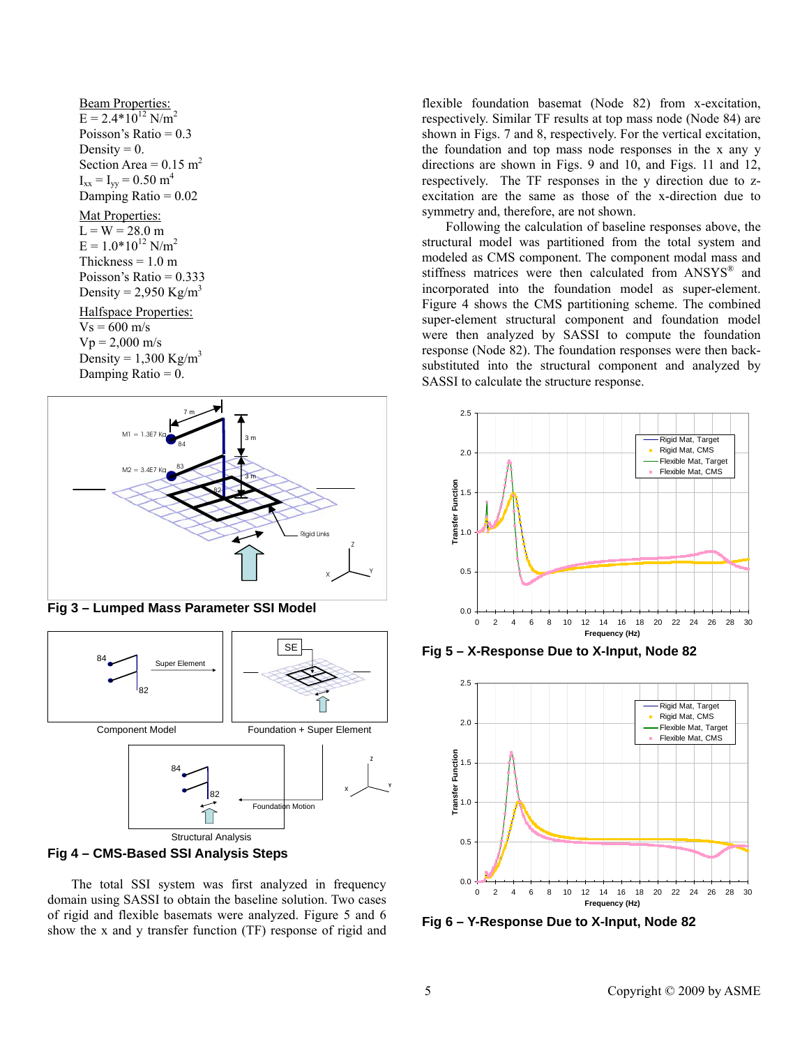Beam Properties:
$E = 2.4*10^{12}$ N/m$^2$
Poisson's Ratio = 0.3
Density = 0.
Section Area = 0.15 m$^2$
$I_{xx} = I_{yy} = 0.50$ m$^4$
Damping Ratio = 0.02

Mat Properties:
L = W = 28.0 m
$E = 1.0*10^{12}$ N/m$^2$
Thickness = 1.0 m
Poisson's Ratio = 0.333
Density = 2,950 Kg/m$^3$

Halfspace Properties:
Vs = 600 m/s
Vp = 2,000 m/s
Density = 1,300 Kg/m$^3$
Damping Ratio = 0.

**Fig 3 – Lumped Mass Parameter SSI Model**

**Fig 4 – CMS-Based SSI Analysis Steps**

The total SSI system was first analyzed in frequency domain using SASSI to obtain the baseline solution. Two cases of rigid and flexible basemats were analyzed. Figure 5 and 6 show the x and y transfer function (TF) response of rigid and flexible foundation basemat (Node 82) from x-excitation, respectively. Similar TF results at top mass node (Node 84) are shown in Figs. 7 and 8, respectively. For the vertical excitation, the foundation and top mass node responses in the x any y directions are shown in Figs. 9 and 10, and Figs. 11 and 12, respectively. The TF responses in the y direction due to z-excitation are the same as those of the x-direction due to symmetry and, therefore, are not shown.

Following the calculation of baseline responses above, the structural model was partitioned from the total system and modeled as CMS component. The component modal mass and stiffness matrices were then calculated from ANSYS® and incorporated into the foundation model as super-element. Figure 4 shows the CMS partitioning scheme. The combined super-element structural component and foundation model were then analyzed by SASSI to compute the foundation response (Node 82). The foundation responses were then back-substituted into the structural component and analyzed by SASSI to calculate the structure response.

**Fig 5 – X-Response Due to X-Input, Node 82**

**Fig 6 – Y-Response Due to X-Input, Node 82**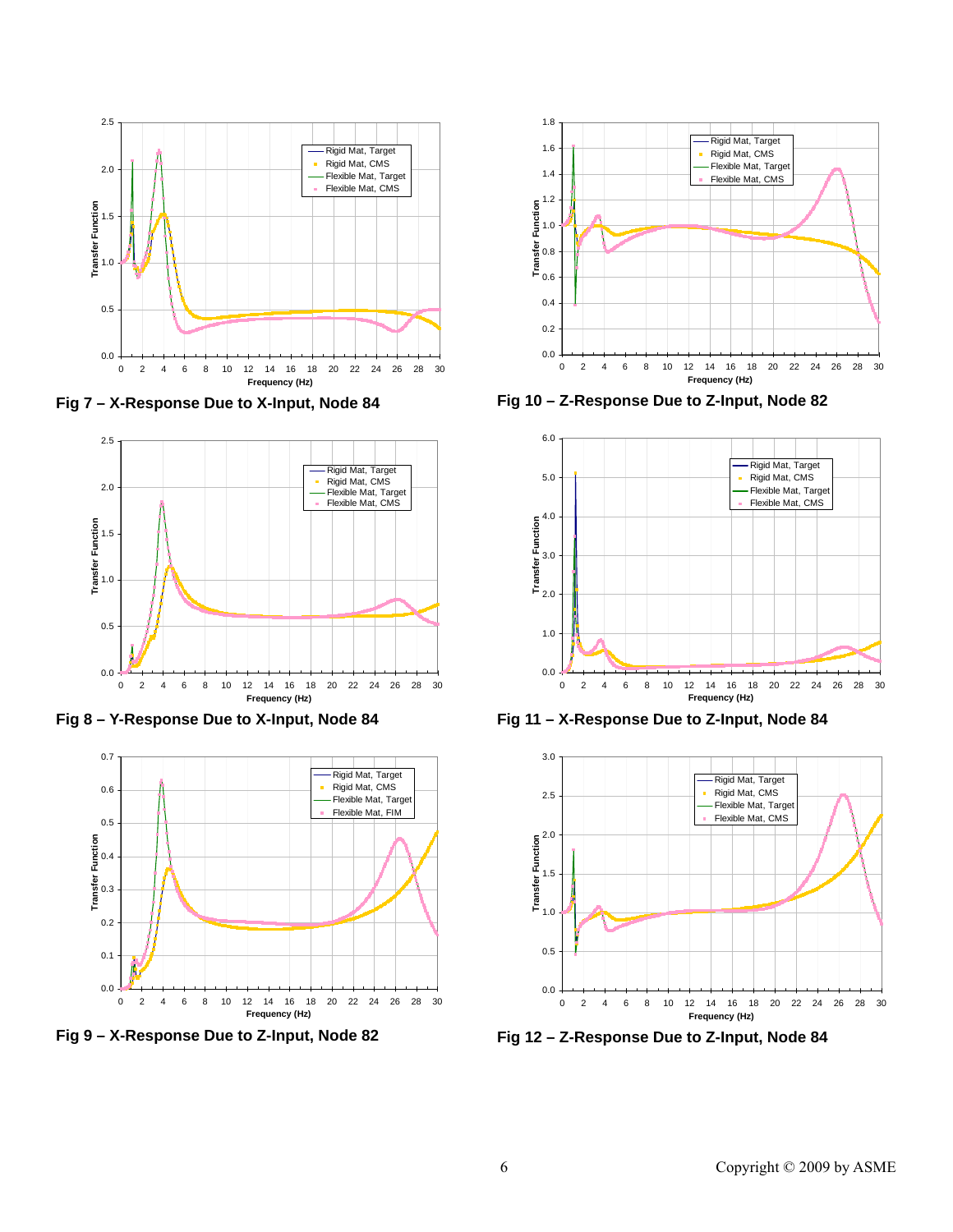Fig 7 – X-Response Due to X-Input, Node 84

Fig 8 – Y-Response Due to X-Input, Node 84

Fig 9 – X-Response Due to Z-Input, Node 82

Fig 10 – Z-Response Due to Z-Input, Node 82

Fig 11 – X-Response Due to Z-Input, Node 84

Fig 12 – Z-Response Due to Z-Input, Node 84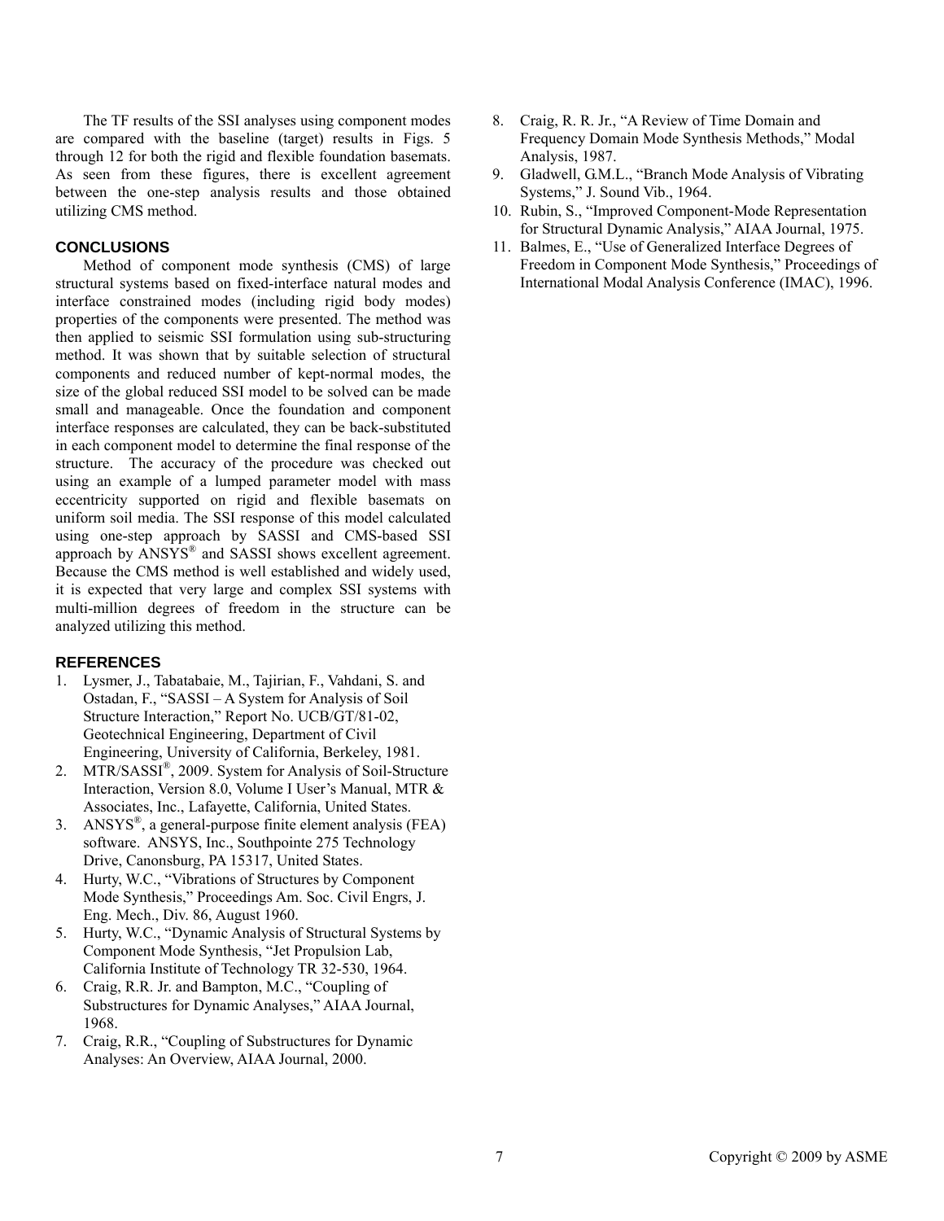The TF results of the SSI analyses using component modes are compared with the baseline (target) results in Figs. 5 through 12 for both the rigid and flexible foundation basemats. As seen from these figures, there is excellent agreement between the one-step analysis results and those obtained utilizing CMS method.

## CONCLUSIONS

Method of component mode synthesis (CMS) of large structural systems based on fixed-interface natural modes and interface constrained modes (including rigid body modes) properties of the components were presented. The method was then applied to seismic SSI formulation using sub-structuring method. It was shown that by suitable selection of structural components and reduced number of kept-normal modes, the size of the global reduced SSI model to be solved can be made small and manageable. Once the foundation and component interface responses are calculated, they can be back-substituted in each component model to determine the final response of the structure. The accuracy of the procedure was checked out using an example of a lumped parameter model with mass eccentricity supported on rigid and flexible basemats on uniform soil media. The SSI response of this model calculated using one-step approach by SASSI and CMS-based SSI approach by ANSYS® and SASSI shows excellent agreement. Because the CMS method is well established and widely used, it is expected that very large and complex SSI systems with multi-million degrees of freedom in the structure can be analyzed utilizing this method.

## REFERENCES

1. Lysmer, J., Tabatabaie, M., Tajirian, F., Vahdani, S. and Ostadan, F., "SASSI – A System for Analysis of Soil Structure Interaction," Report No. UCB/GT/81-02, Geotechnical Engineering, Department of Civil Engineering, University of California, Berkeley, 1981.
2. MTR/SASSI®, 2009. System for Analysis of Soil-Structure Interaction, Version 8.0, Volume I User's Manual, MTR & Associates, Inc., Lafayette, California, United States.
3. ANSYS®, a general-purpose finite element analysis (FEA) software. ANSYS, Inc., Southpointe 275 Technology Drive, Canonsburg, PA 15317, United States.
4. Hurty, W.C., "Vibrations of Structures by Component Mode Synthesis," Proceedings Am. Soc. Civil Engrs, J. Eng. Mech., Div. 86, August 1960.
5. Hurty, W.C., "Dynamic Analysis of Structural Systems by Component Mode Synthesis, "Jet Propulsion Lab, California Institute of Technology TR 32-530, 1964.
6. Craig, R.R. Jr. and Bampton, M.C., "Coupling of Substructures for Dynamic Analyses," AIAA Journal, 1968.
7. Craig, R.R., "Coupling of Substructures for Dynamic Analyses: An Overview, AIAA Journal, 2000.
8. Craig, R. R. Jr., "A Review of Time Domain and Frequency Domain Mode Synthesis Methods," Modal Analysis, 1987.
9. Gladwell, G.M.L., "Branch Mode Analysis of Vibrating Systems," J. Sound Vib., 1964.
10. Rubin, S., "Improved Component-Mode Representation for Structural Dynamic Analysis," AIAA Journal, 1975.
11. Balmes, E., "Use of Generalized Interface Degrees of Freedom in Component Mode Synthesis," Proceedings of International Modal Analysis Conference (IMAC), 1996.